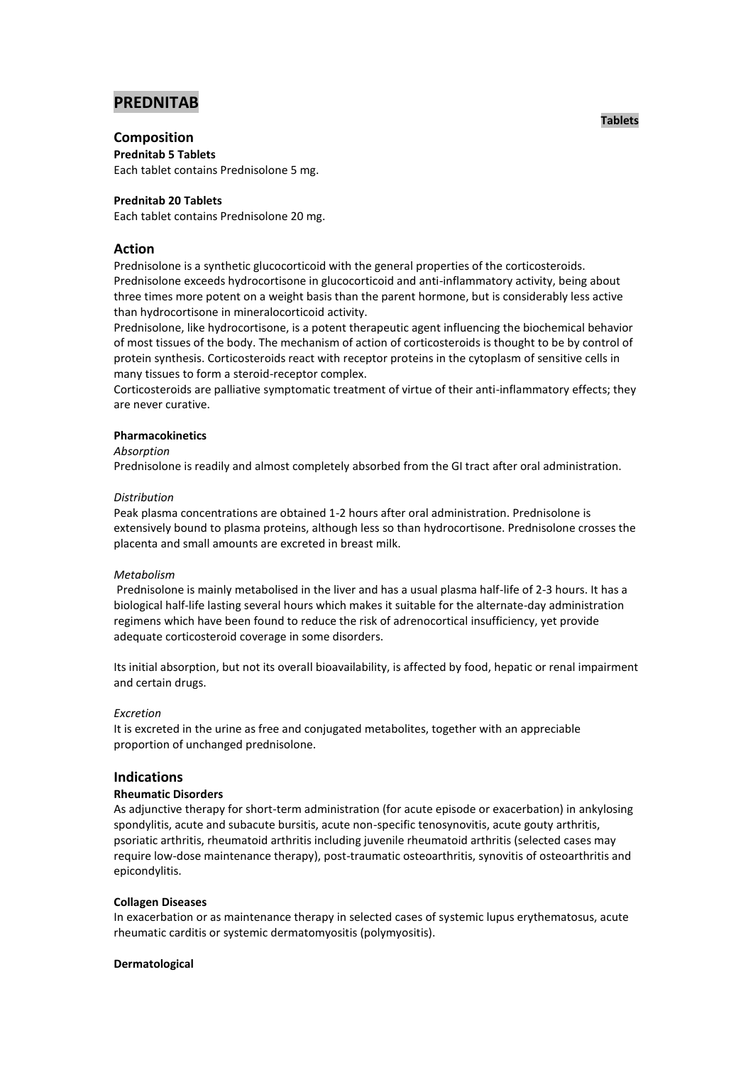# PREDNITAB

**Tablets**

## Composition

**Prednitab 5 Tablets**
Each tablet contains Prednisolone 5 mg.

**Prednitab 20 Tablets**
Each tablet contains Prednisolone 20 mg.

## Action

Prednisolone is a synthetic glucocorticoid with the general properties of the corticosteroids. Prednisolone exceeds hydrocortisone in glucocorticoid and anti-inflammatory activity, being about three times more potent on a weight basis than the parent hormone, but is considerably less active than hydrocortisone in mineralocorticoid activity.
Prednisolone, like hydrocortisone, is a potent therapeutic agent influencing the biochemical behavior of most tissues of the body. The mechanism of action of corticosteroids is thought to be by control of protein synthesis. Corticosteroids react with receptor proteins in the cytoplasm of sensitive cells in many tissues to form a steroid-receptor complex.
Corticosteroids are palliative symptomatic treatment of virtue of their anti-inflammatory effects; they are never curative.

### Pharmacokinetics

*Absorption*
Prednisolone is readily and almost completely absorbed from the GI tract after oral administration.

*Distribution*
Peak plasma concentrations are obtained 1-2 hours after oral administration. Prednisolone is extensively bound to plasma proteins, although less so than hydrocortisone. Prednisolone crosses the placenta and small amounts are excreted in breast milk.

*Metabolism*
Prednisolone is mainly metabolised in the liver and has a usual plasma half-life of 2-3 hours. It has a biological half-life lasting several hours which makes it suitable for the alternate-day administration regimens which have been found to reduce the risk of adrenocortical insufficiency, yet provide adequate corticosteroid coverage in some disorders.

Its initial absorption, but not its overall bioavailability, is affected by food, hepatic or renal impairment and certain drugs.

*Excretion*
It is excreted in the urine as free and conjugated metabolites, together with an appreciable proportion of unchanged prednisolone.

## Indications

### Rheumatic Disorders

As adjunctive therapy for short-term administration (for acute episode or exacerbation) in ankylosing spondylitis, acute and subacute bursitis, acute non-specific tenosynovitis, acute gouty arthritis, psoriatic arthritis, rheumatoid arthritis including juvenile rheumatoid arthritis (selected cases may require low-dose maintenance therapy), post-traumatic osteoarthritis, synovitis of osteoarthritis and epicondylitis.

### Collagen Diseases

In exacerbation or as maintenance therapy in selected cases of systemic lupus erythematosus, acute rheumatic carditis or systemic dermatomyositis (polymyositis).

### Dermatological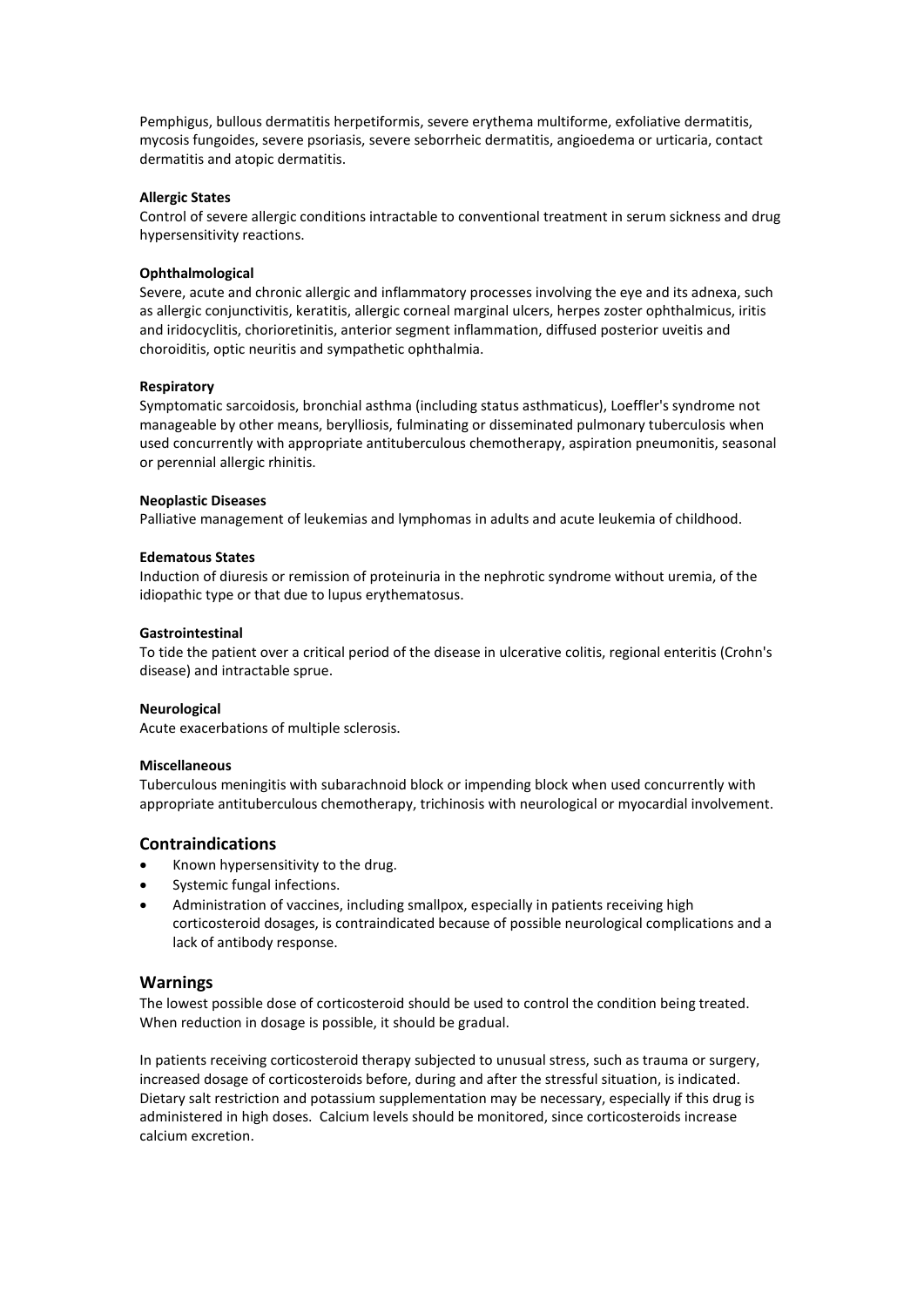Pemphigus, bullous dermatitis herpetiformis, severe erythema multiforme, exfoliative dermatitis, mycosis fungoides, severe psoriasis, severe seborrheic dermatitis, angioedema or urticaria, contact dermatitis and atopic dermatitis.

**Allergic States**
Control of severe allergic conditions intractable to conventional treatment in serum sickness and drug hypersensitivity reactions.

**Ophthalmological**
Severe, acute and chronic allergic and inflammatory processes involving the eye and its adnexa, such as allergic conjunctivitis, keratitis, allergic corneal marginal ulcers, herpes zoster ophthalmicus, iritis and iridocyclitis, chorioretinitis, anterior segment inflammation, diffused posterior uveitis and choroiditis, optic neuritis and sympathetic ophthalmia.

**Respiratory**
Symptomatic sarcoidosis, bronchial asthma (including status asthmaticus), Loeffler's syndrome not manageable by other means, berylliosis, fulminating or disseminated pulmonary tuberculosis when used concurrently with appropriate antituberculous chemotherapy, aspiration pneumonitis, seasonal or perennial allergic rhinitis.

**Neoplastic Diseases**
Palliative management of leukemias and lymphomas in adults and acute leukemia of childhood.

**Edematous States**
Induction of diuresis or remission of proteinuria in the nephrotic syndrome without uremia, of the idiopathic type or that due to lupus erythematosus.

**Gastrointestinal**
To tide the patient over a critical period of the disease in ulcerative colitis, regional enteritis (Crohn's disease) and intractable sprue.

**Neurological**
Acute exacerbations of multiple sclerosis.

**Miscellaneous**
Tuberculous meningitis with subarachnoid block or impending block when used concurrently with appropriate antituberculous chemotherapy, trichinosis with neurological or myocardial involvement.

## Contraindications

- Known hypersensitivity to the drug.
- Systemic fungal infections.
- Administration of vaccines, including smallpox, especially in patients receiving high corticosteroid dosages, is contraindicated because of possible neurological complications and a lack of antibody response.

## Warnings

The lowest possible dose of corticosteroid should be used to control the condition being treated. When reduction in dosage is possible, it should be gradual.

In patients receiving corticosteroid therapy subjected to unusual stress, such as trauma or surgery, increased dosage of corticosteroids before, during and after the stressful situation, is indicated. Dietary salt restriction and potassium supplementation may be necessary, especially if this drug is administered in high doses. Calcium levels should be monitored, since corticosteroids increase calcium excretion.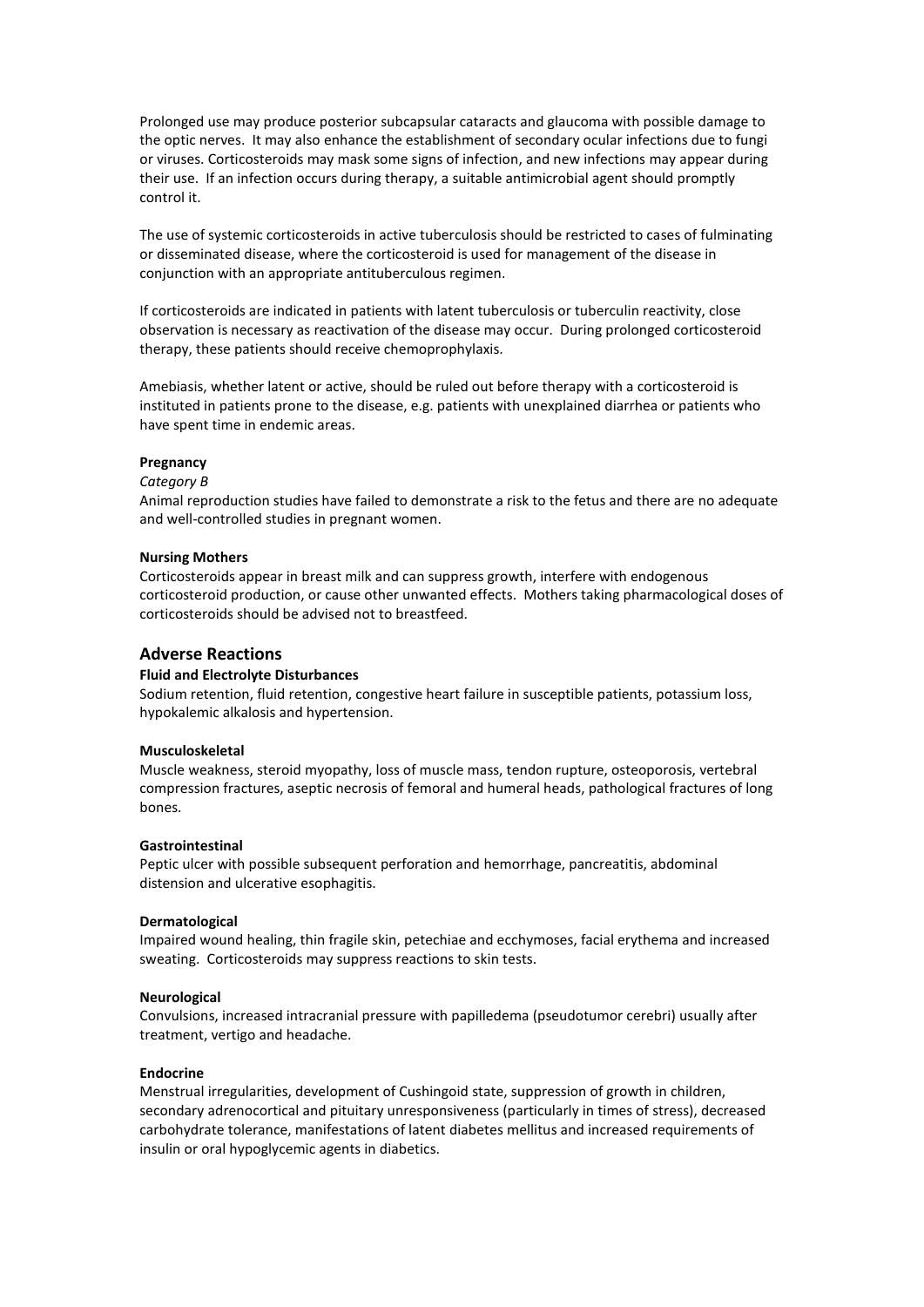Prolonged use may produce posterior subcapsular cataracts and glaucoma with possible damage to the optic nerves. It may also enhance the establishment of secondary ocular infections due to fungi or viruses. Corticosteroids may mask some signs of infection, and new infections may appear during their use. If an infection occurs during therapy, a suitable antimicrobial agent should promptly control it.

The use of systemic corticosteroids in active tuberculosis should be restricted to cases of fulminating or disseminated disease, where the corticosteroid is used for management of the disease in conjunction with an appropriate antituberculous regimen.

If corticosteroids are indicated in patients with latent tuberculosis or tuberculin reactivity, close observation is necessary as reactivation of the disease may occur. During prolonged corticosteroid therapy, these patients should receive chemoprophylaxis.

Amebiasis, whether latent or active, should be ruled out before therapy with a corticosteroid is instituted in patients prone to the disease, e.g. patients with unexplained diarrhea or patients who have spent time in endemic areas.

**Pregnancy**

*Category B*

Animal reproduction studies have failed to demonstrate a risk to the fetus and there are no adequate and well-controlled studies in pregnant women.

**Nursing Mothers**

Corticosteroids appear in breast milk and can suppress growth, interfere with endogenous corticosteroid production, or cause other unwanted effects. Mothers taking pharmacological doses of corticosteroids should be advised not to breastfeed.

## Adverse Reactions

**Fluid and Electrolyte Disturbances**

Sodium retention, fluid retention, congestive heart failure in susceptible patients, potassium loss, hypokalemic alkalosis and hypertension.

**Musculoskeletal**

Muscle weakness, steroid myopathy, loss of muscle mass, tendon rupture, osteoporosis, vertebral compression fractures, aseptic necrosis of femoral and humeral heads, pathological fractures of long bones.

**Gastrointestinal**

Peptic ulcer with possible subsequent perforation and hemorrhage, pancreatitis, abdominal distension and ulcerative esophagitis.

**Dermatological**

Impaired wound healing, thin fragile skin, petechiae and ecchymoses, facial erythema and increased sweating. Corticosteroids may suppress reactions to skin tests.

**Neurological**

Convulsions, increased intracranial pressure with papilledema (pseudotumor cerebri) usually after treatment, vertigo and headache.

**Endocrine**

Menstrual irregularities, development of Cushingoid state, suppression of growth in children, secondary adrenocortical and pituitary unresponsiveness (particularly in times of stress), decreased carbohydrate tolerance, manifestations of latent diabetes mellitus and increased requirements of insulin or oral hypoglycemic agents in diabetics.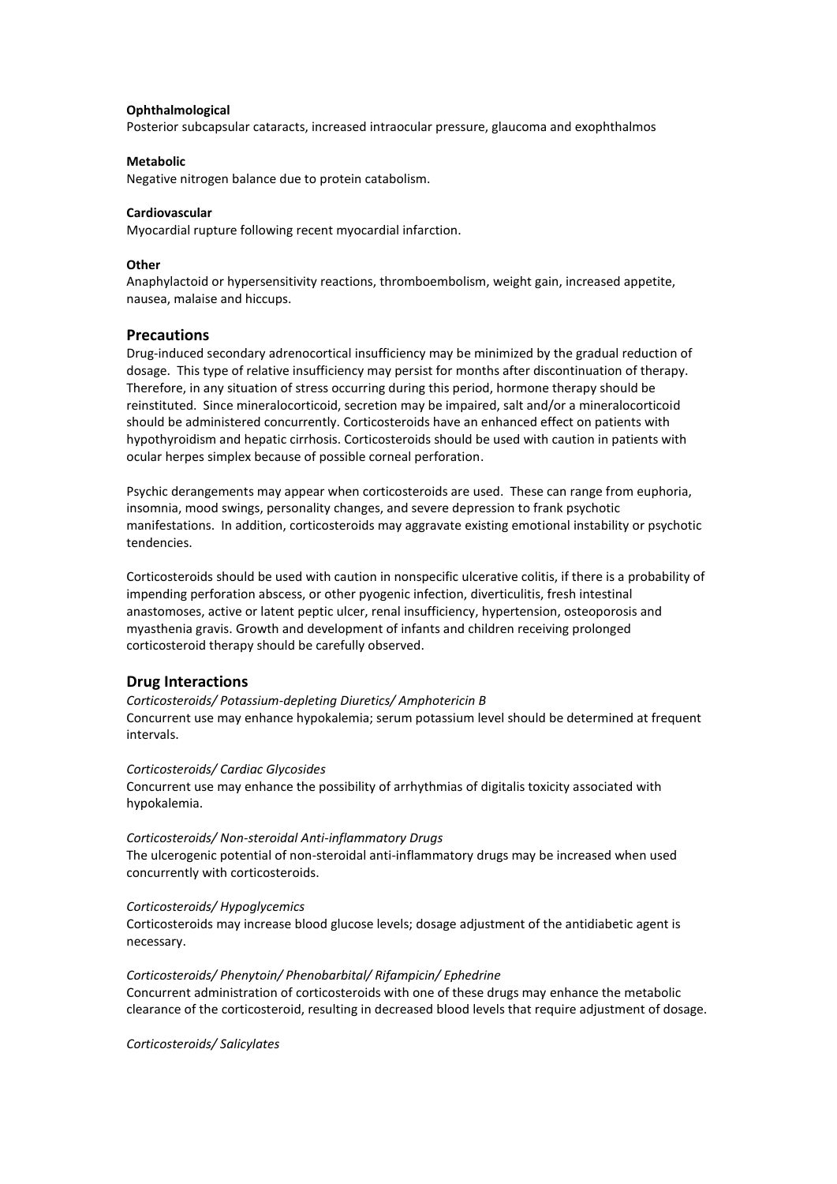**Ophthalmological**
Posterior subcapsular cataracts, increased intraocular pressure, glaucoma and exophthalmos

**Metabolic**
Negative nitrogen balance due to protein catabolism.

**Cardiovascular**
Myocardial rupture following recent myocardial infarction.

**Other**
Anaphylactoid or hypersensitivity reactions, thromboembolism, weight gain, increased appetite, nausea, malaise and hiccups.

## Precautions

Drug-induced secondary adrenocortical insufficiency may be minimized by the gradual reduction of dosage. This type of relative insufficiency may persist for months after discontinuation of therapy. Therefore, in any situation of stress occurring during this period, hormone therapy should be reinstituted. Since mineralocorticoid, secretion may be impaired, salt and/or a mineralocorticoid should be administered concurrently. Corticosteroids have an enhanced effect on patients with hypothyroidism and hepatic cirrhosis. Corticosteroids should be used with caution in patients with ocular herpes simplex because of possible corneal perforation.

Psychic derangements may appear when corticosteroids are used. These can range from euphoria, insomnia, mood swings, personality changes, and severe depression to frank psychotic manifestations. In addition, corticosteroids may aggravate existing emotional instability or psychotic tendencies.

Corticosteroids should be used with caution in nonspecific ulcerative colitis, if there is a probability of impending perforation abscess, or other pyogenic infection, diverticulitis, fresh intestinal anastomoses, active or latent peptic ulcer, renal insufficiency, hypertension, osteoporosis and myasthenia gravis. Growth and development of infants and children receiving prolonged corticosteroid therapy should be carefully observed.

## Drug Interactions

*Corticosteroids/ Potassium-depleting Diuretics/ Amphotericin B*
Concurrent use may enhance hypokalemia; serum potassium level should be determined at frequent intervals.

*Corticosteroids/ Cardiac Glycosides*
Concurrent use may enhance the possibility of arrhythmias of digitalis toxicity associated with hypokalemia.

*Corticosteroids/ Non-steroidal Anti-inflammatory Drugs*
The ulcerogenic potential of non-steroidal anti-inflammatory drugs may be increased when used concurrently with corticosteroids.

*Corticosteroids/ Hypoglycemics*
Corticosteroids may increase blood glucose levels; dosage adjustment of the antidiabetic agent is necessary.

*Corticosteroids/ Phenytoin/ Phenobarbital/ Rifampicin/ Ephedrine*
Concurrent administration of corticosteroids with one of these drugs may enhance the metabolic clearance of the corticosteroid, resulting in decreased blood levels that require adjustment of dosage.

*Corticosteroids/ Salicylates*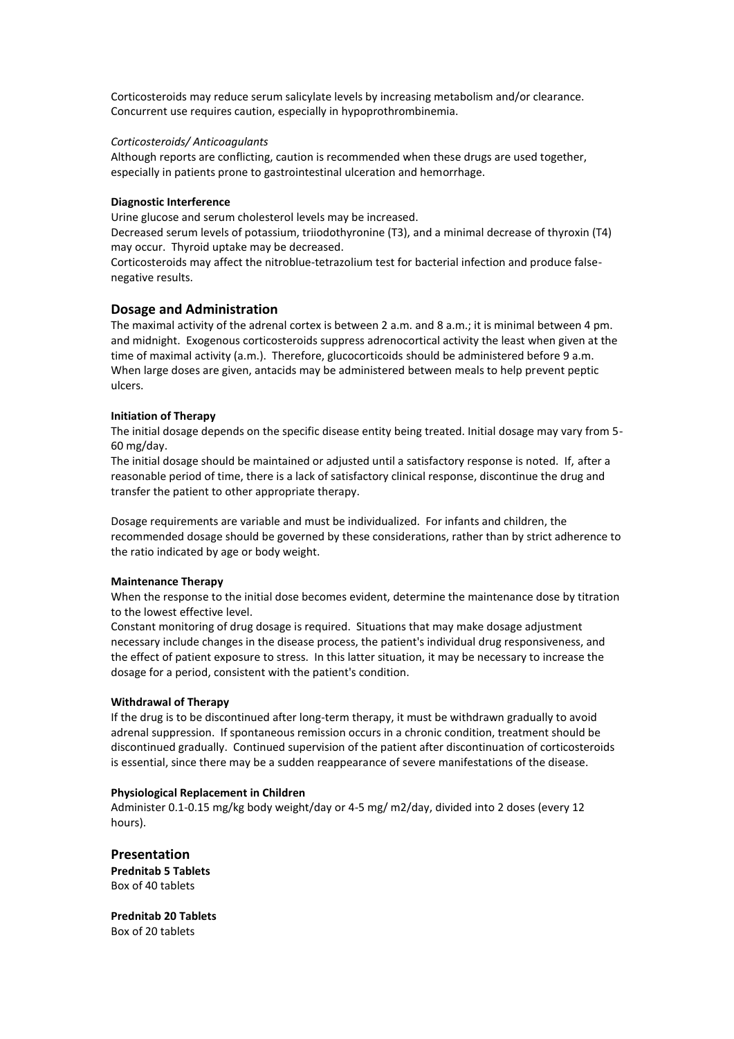Corticosteroids may reduce serum salicylate levels by increasing metabolism and/or clearance. Concurrent use requires caution, especially in hypoprothrombinemia.

*Corticosteroids/ Anticoagulants*

Although reports are conflicting, caution is recommended when these drugs are used together, especially in patients prone to gastrointestinal ulceration and hemorrhage.

**Diagnostic Interference**

Urine glucose and serum cholesterol levels may be increased.

Decreased serum levels of potassium, triiodothyronine (T3), and a minimal decrease of thyroxin (T4) may occur. Thyroid uptake may be decreased.

Corticosteroids may affect the nitroblue-tetrazolium test for bacterial infection and produce false-negative results.

## Dosage and Administration

The maximal activity of the adrenal cortex is between 2 a.m. and 8 a.m.; it is minimal between 4 pm. and midnight. Exogenous corticosteroids suppress adrenocortical activity the least when given at the time of maximal activity (a.m.). Therefore, glucocorticoids should be administered before 9 a.m. When large doses are given, antacids may be administered between meals to help prevent peptic ulcers.

**Initiation of Therapy**

The initial dosage depends on the specific disease entity being treated. Initial dosage may vary from 5-60 mg/day.

The initial dosage should be maintained or adjusted until a satisfactory response is noted. If, after a reasonable period of time, there is a lack of satisfactory clinical response, discontinue the drug and transfer the patient to other appropriate therapy.

Dosage requirements are variable and must be individualized. For infants and children, the recommended dosage should be governed by these considerations, rather than by strict adherence to the ratio indicated by age or body weight.

**Maintenance Therapy**

When the response to the initial dose becomes evident, determine the maintenance dose by titration to the lowest effective level.

Constant monitoring of drug dosage is required. Situations that may make dosage adjustment necessary include changes in the disease process, the patient's individual drug responsiveness, and the effect of patient exposure to stress. In this latter situation, it may be necessary to increase the dosage for a period, consistent with the patient's condition.

**Withdrawal of Therapy**

If the drug is to be discontinued after long-term therapy, it must be withdrawn gradually to avoid adrenal suppression. If spontaneous remission occurs in a chronic condition, treatment should be discontinued gradually. Continued supervision of the patient after discontinuation of corticosteroids is essential, since there may be a sudden reappearance of severe manifestations of the disease.

**Physiological Replacement in Children**

Administer 0.1-0.15 mg/kg body weight/day or 4-5 mg/ m2/day, divided into 2 doses (every 12 hours).

## Presentation

**Prednitab 5 Tablets**
Box of 40 tablets

**Prednitab 20 Tablets**
Box of 20 tablets